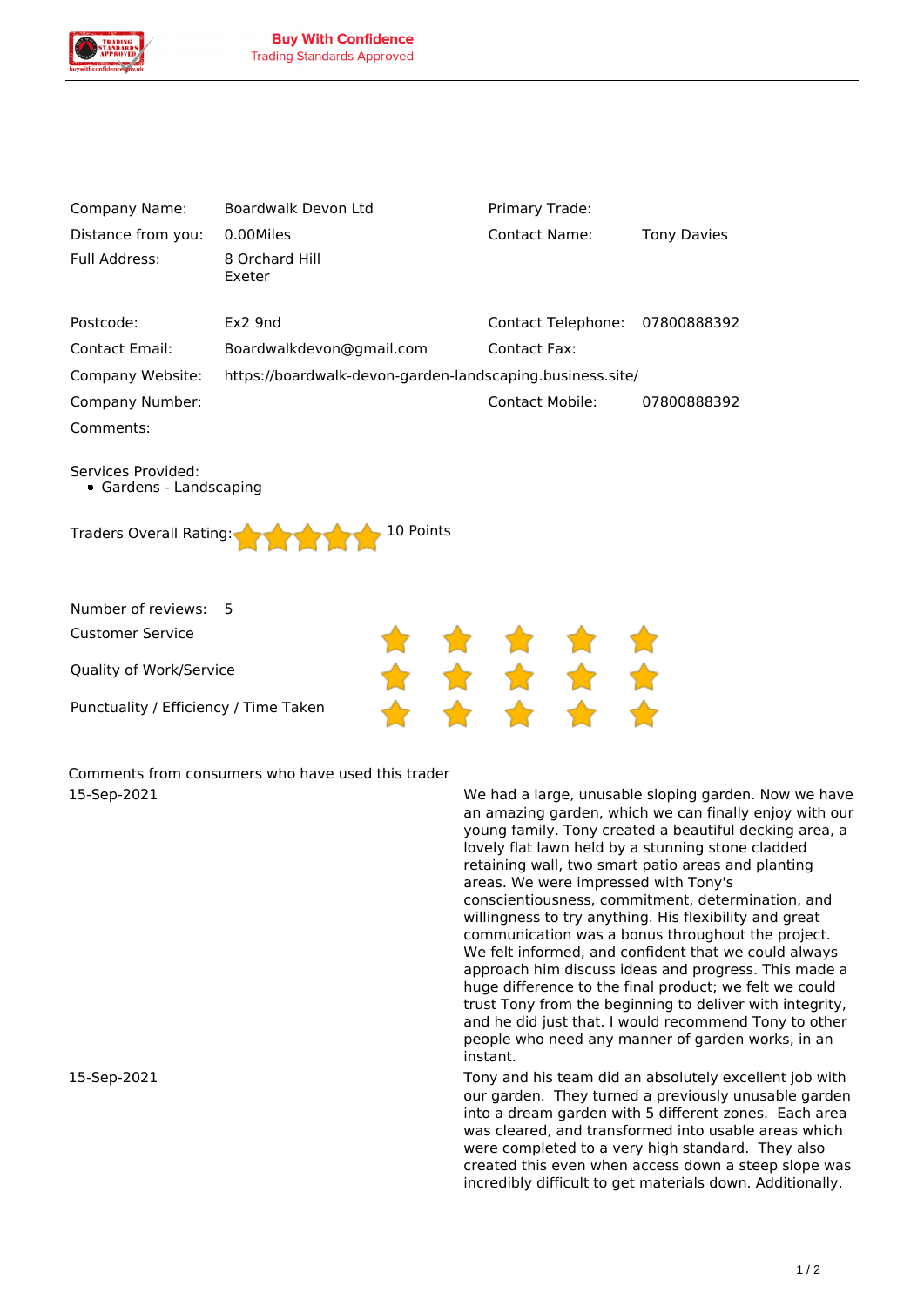**Buy With Confidence**
Trading Standards Approved

| | | | |
|---|---|---|---|
| Company Name: | Boardwalk Devon Ltd | Primary Trade: | |
| Distance from you: | 0.00Miles | Contact Name: | Tony Davies |
| Full Address: | 8 Orchard Hill<br>Exeter | | |
| Postcode: | Ex2 9nd | Contact Telephone: | 07800888392 |
| Contact Email: | Boardwalkdevon@gmail.com | Contact Fax: | |
| Company Website: | https://boardwalk-devon-garden-landscaping.business.site/ | | |
| Company Number: | | Contact Mobile: | 07800888392 |
| Comments: | | | |

Services Provided:

- Gardens - Landscaping

Traders Overall Rating: ★★★★★ 10 Points

Number of reviews: 5

| | |
|---|---|
| Customer Service | ★★★★★ |
| Quality of Work/Service | ★★★★★ |
| Punctuality / Efficiency / Time Taken | ★★★★★ |

Comments from consumers who have used this trader

| | |
|---|---|
| 15-Sep-2021 | We had a large, unusable sloping garden. Now we have an amazing garden, which we can finally enjoy with our young family. Tony created a beautiful decking area, a lovely flat lawn held by a stunning stone cladded retaining wall, two smart patio areas and planting areas. We were impressed with Tony's conscientiousness, commitment, determination, and willingness to try anything. His flexibility and great communication was a bonus throughout the project. We felt informed, and confident that we could always approach him discuss ideas and progress. This made a huge difference to the final product; we felt we could trust Tony from the beginning to deliver with integrity, and he did just that. I would recommend Tony to other people who need any manner of garden works, in an instant. |
| 15-Sep-2021 | Tony and his team did an absolutely excellent job with our garden. They turned a previously unusable garden into a dream garden with 5 different zones. Each area was cleared, and transformed into usable areas which were completed to a very high standard. They also created this even when access down a steep slope was incredibly difficult to get materials down. Additionally, |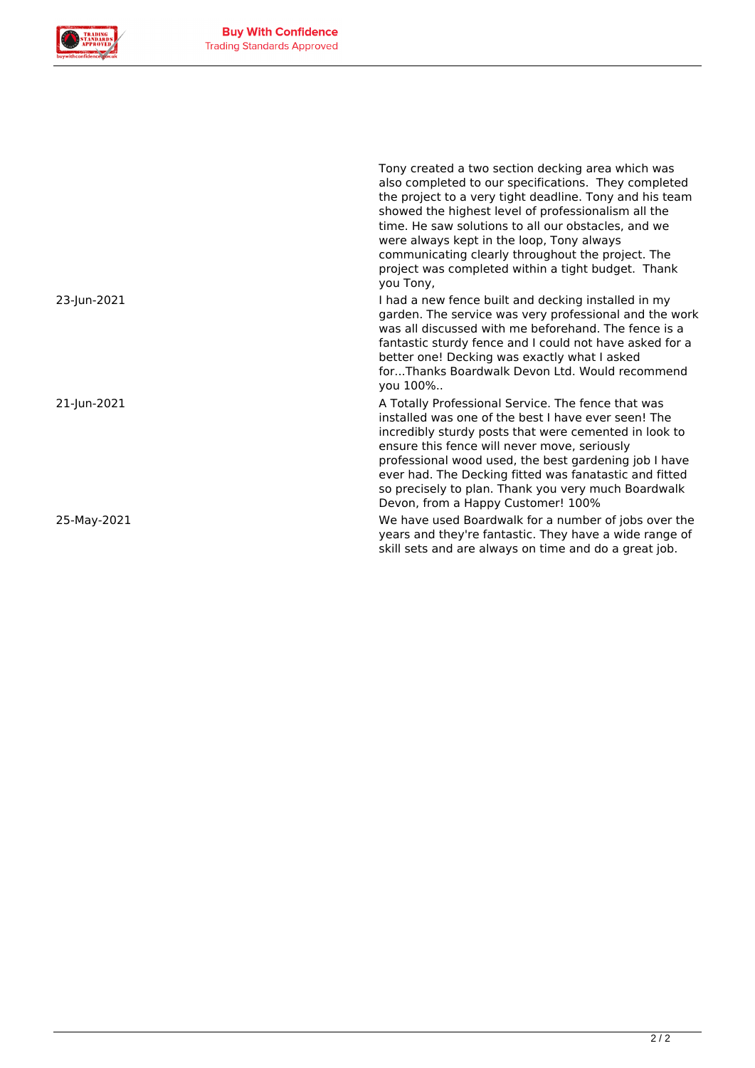| | |
|---|---|
| | Tony created a two section decking area which was also completed to our specifications.  They completed the project to a very tight deadline. Tony and his team showed the highest level of professionalism all the time. He saw solutions to all our obstacles, and we were always kept in the loop, Tony always communicating clearly throughout the project. The project was completed within a tight budget.  Thank you Tony, |
| 23-Jun-2021 | I had a new fence built and decking installed in my garden. The service was very professional and the work was all discussed with me beforehand. The fence is a fantastic sturdy fence and I could not have asked for a better one! Decking was exactly what I asked for...Thanks Boardwalk Devon Ltd. Would recommend you 100%.. |
| 21-Jun-2021 | A Totally Professional Service. The fence that was installed was one of the best I have ever seen! The incredibly sturdy posts that were cemented in look to ensure this fence will never move, seriously professional wood used, the best gardening job I have ever had. The Decking fitted was fanatastic and fitted so precisely to plan. Thank you very much Boardwalk Devon, from a Happy Customer! 100% |
| 25-May-2021 | We have used Boardwalk for a number of jobs over the years and they're fantastic. They have a wide range of skill sets and are always on time and do a great job. |